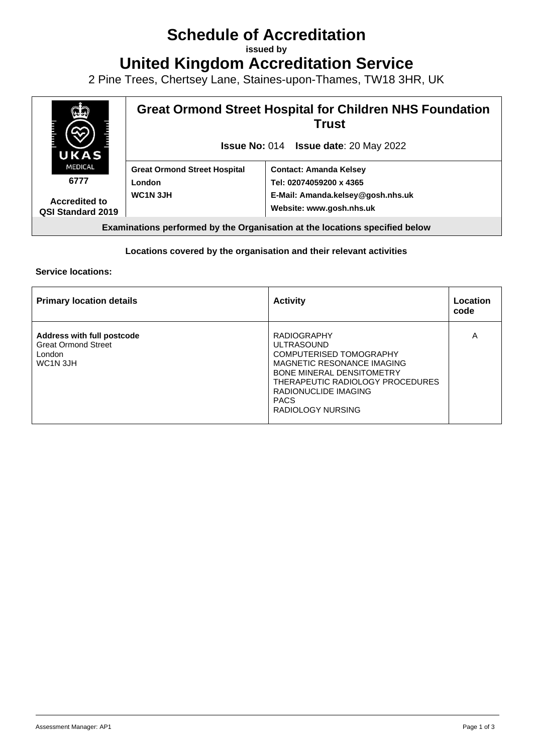# Schedule of Accreditation

**issued by**

# United Kingdom Accreditation Service

2 Pine Trees, Chertsey Lane, Staines-upon-Thames, TW18 3HR, UK

| UKAS MEDICAL 6777 Accredited to QSI Standard 2019 | **Great Ormond Street Hospital for Children NHS Foundation Trust** **Issue No:** 014 **Issue date**: 20 May 2022 | |
|---|---|---|
| | **Great Ormond Street Hospital** **London** **WC1N 3JH** | **Contact: Amanda Kelsey** **Tel: 02074059200 x 4365** **E-Mail: Amanda.kelsey@gosh.nhs.uk** **Website: www.gosh.nhs.uk** |

**Examinations performed by the Organisation at the locations specified below**

**Locations covered by the organisation and their relevant activities**

**Service locations:**

| **Primary location details** | **Activity** | **Location code** |
|---|---|---|
| **Address with full postcode** Great Ormond Street London WC1N 3JH | RADIOGRAPHY ULTRASOUND COMPUTERISED TOMOGRAPHY MAGNETIC RESONANCE IMAGING BONE MINERAL DENSITOMETRY THERAPEUTIC RADIOLOGY PROCEDURES RADIONUCLIDE IMAGING PACS RADIOLOGY NURSING | A |

Assessment Manager: AP1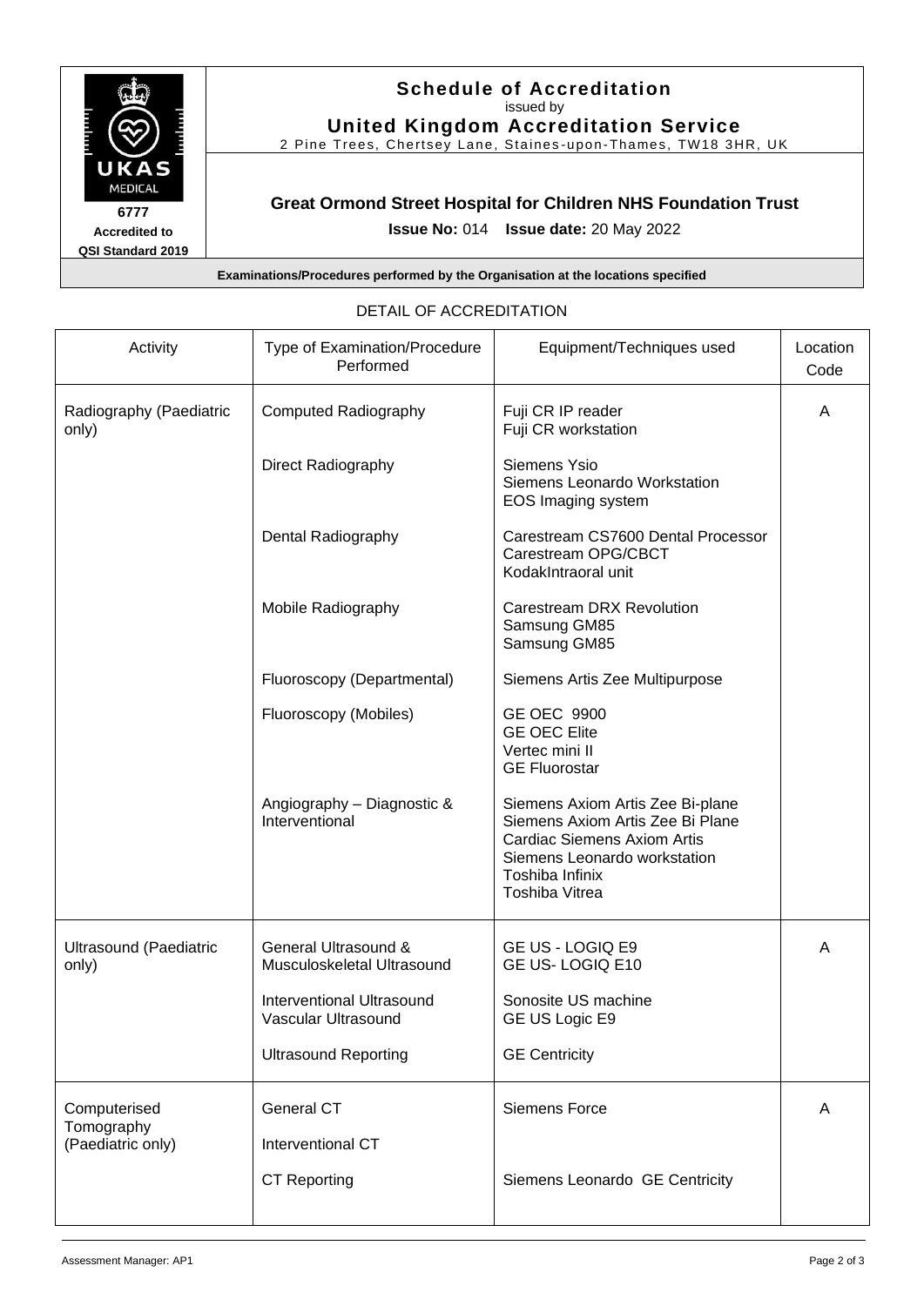**Schedule of Accreditation**
issued by
**United Kingdom Accreditation Service**
2 Pine Trees, Chertsey Lane, Staines-upon-Thames, TW18 3HR, UK

**6777**
**Accredited to**
**QSI Standard 2019**

**Great Ormond Street Hospital for Children NHS Foundation Trust**

**Issue No:** 014 **Issue date:** 20 May 2022

**Examinations/Procedures performed by the Organisation at the locations specified**

DETAIL OF ACCREDITATION

| Activity | Type of Examination/Procedure Performed | Equipment/Techniques used | Location Code |
|---|---|---|---|
| Radiography (Paediatric only) | Computed Radiography | Fuji CR IP reader<br>Fuji CR workstation | A |
| | Direct Radiography | Siemens Ysio<br>Siemens Leonardo Workstation<br>EOS Imaging system | |
| | Dental Radiography | Carestream CS7600 Dental Processor<br>Carestream OPG/CBCT<br>KodakIntraoral unit | |
| | Mobile Radiography | Carestream DRX Revolution<br>Samsung GM85<br>Samsung GM85 | |
| | Fluoroscopy (Departmental) | Siemens Artis Zee Multipurpose | |
| | Fluoroscopy (Mobiles) | GE OEC 9900<br>GE OEC Elite<br>Vertec mini II<br>GE Fluorostar | |
| | Angiography – Diagnostic & Interventional | Siemens Axiom Artis Zee Bi-plane<br>Siemens Axiom Artis Zee Bi Plane<br>Cardiac Siemens Axiom Artis<br>Siemens Leonardo workstation<br>Toshiba Infinix<br>Toshiba Vitrea | |
| Ultrasound (Paediatric only) | General Ultrasound & Musculoskeletal Ultrasound | GE US - LOGIQ E9<br>GE US- LOGIQ E10 | A |
| | Interventional Ultrasound<br>Vascular Ultrasound | Sonosite US machine<br>GE US Logic E9 | |
| | Ultrasound Reporting | GE Centricity | |
| Computerised Tomography (Paediatric only) | General CT | Siemens Force | A |
| | Interventional CT | | |
| | CT Reporting | Siemens Leonardo GE Centricity | |

Assessment Manager: AP1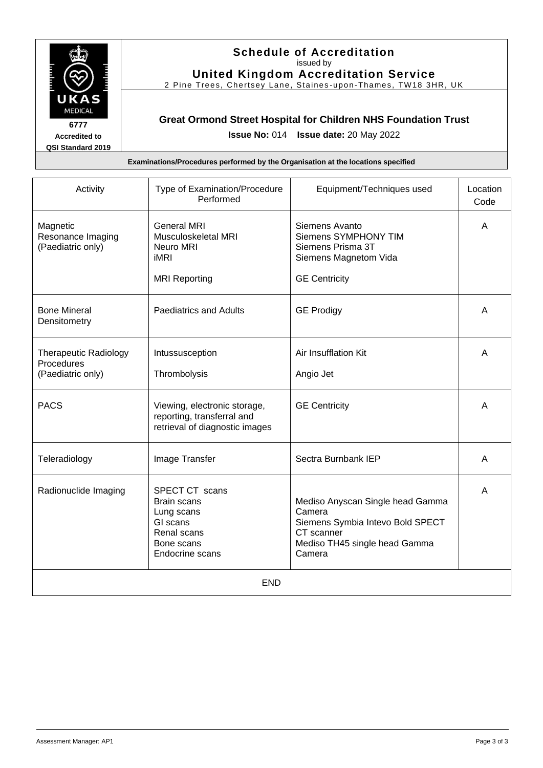**Schedule of Accreditation**
issued by
**United Kingdom Accreditation Service**
2 Pine Trees, Chertsey Lane, Staines-upon-Thames, TW18 3HR, UK

UKAS MEDICAL
**6777**
**Accredited to QSI Standard 2019**

**Great Ormond Street Hospital for Children NHS Foundation Trust**

**Issue No:** 014 **Issue date:** 20 May 2022

**Examinations/Procedures performed by the Organisation at the locations specified**

| Activity | Type of Examination/Procedure Performed | Equipment/Techniques used | Location Code |
|---|---|---|---|
| Magnetic Resonance Imaging (Paediatric only) | General MRI<br>Musculoskeletal MRI<br>Neuro MRI<br>iMRI<br><br>MRI Reporting | Siemens Avanto<br>Siemens SYMPHONY TIM<br>Siemens Prisma 3T<br>Siemens Magnetom Vida<br><br>GE Centricity | A |
| Bone Mineral Densitometry | Paediatrics and Adults | GE Prodigy | A |
| Therapeutic Radiology Procedures (Paediatric only) | Intussusception<br><br>Thrombolysis | Air Insufflation Kit<br><br>Angio Jet | A |
| PACS | Viewing, electronic storage, reporting, transferral and retrieval of diagnostic images | GE Centricity | A |
| Teleradiology | Image Transfer | Sectra Burnbank IEP | A |
| Radionuclide Imaging | SPECT CT scans<br>Brain scans<br>Lung scans<br>GI scans<br>Renal scans<br>Bone scans<br>Endocrine scans | Mediso Anyscan Single head Gamma Camera<br>Siemens Symbia Intevo Bold SPECT CT scanner<br>Mediso TH45 single head Gamma Camera | A |

END

Assessment Manager: AP1